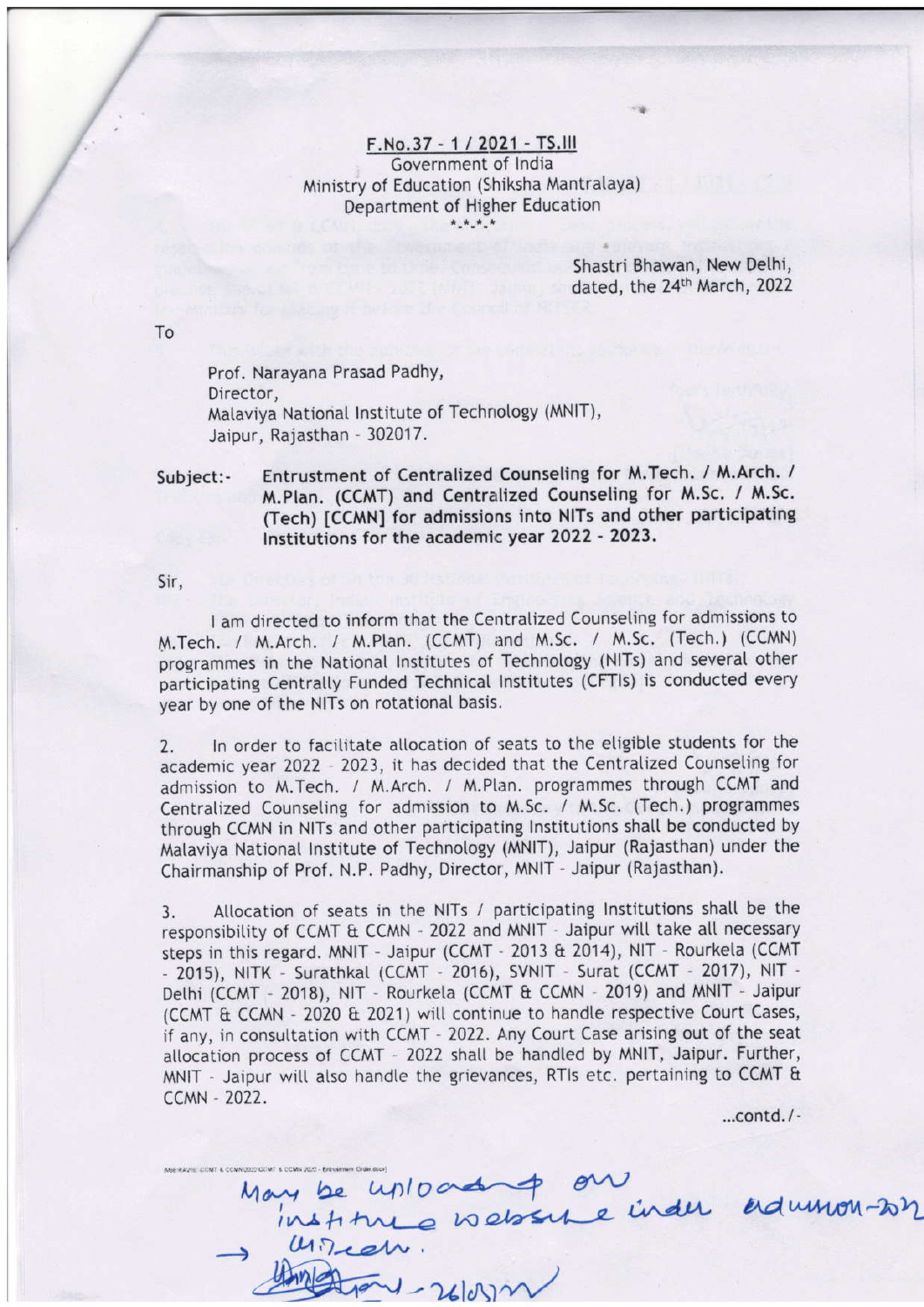F.No.37 - 1 / 2021 - TS.III

Government of India
Ministry of Education (Shiksha Mantralaya)
Department of Higher Education
\*.\*.\*.\*

Shastri Bhawan, New Delhi,
dated, the 24th March, 2022

To

Prof. Narayana Prasad Padhy,
Director,
Malaviya National Institute of Technology (MNIT),
Jaipur, Rajasthan - 302017.

Subject:- **Entrustment of Centralized Counseling for M.Tech. / M.Arch. / M.Plan. (CCMT) and Centralized Counseling for M.Sc. / M.Sc. (Tech) [CCMN] for admissions into NITs and other participating Institutions for the academic year 2022 - 2023.**

Sir,

I am directed to inform that the Centralized Counseling for admissions to M.Tech. / M.Arch. / M.Plan. (CCMT) and M.Sc. / M.Sc. (Tech.) (CCMN) programmes in the National Institutes of Technology (NITs) and several other participating Centrally Funded Technical Institutes (CFTIs) is conducted every year by one of the NITs on rotational basis.

2. In order to facilitate allocation of seats to the eligible students for the academic year 2022 - 2023, it has decided that the Centralized Counseling for admission to M.Tech. / M.Arch. / M.Plan. programmes through CCMT and Centralized Counseling for admission to M.Sc. / M.Sc. (Tech.) programmes through CCMN in NITs and other participating Institutions shall be conducted by Malaviya National Institute of Technology (MNIT), Jaipur (Rajasthan) under the Chairmanship of Prof. N.P. Padhy, Director, MNIT - Jaipur (Rajasthan).

3. Allocation of seats in the NITs / participating Institutions shall be the responsibility of CCMT & CCMN - 2022 and MNIT - Jaipur will take all necessary steps in this regard. MNIT - Jaipur (CCMT - 2013 & 2014), NIT - Rourkela (CCMT - 2015), NITK - Surathkal (CCMT - 2016), SVNIT - Surat (CCMT - 2017), NIT - Delhi (CCMT - 2018), NIT - Rourkela (CCMT & CCMN - 2019) and MNIT - Jaipur (CCMT & CCMN - 2020 & 2021) will continue to handle respective Court Cases, if any, in consultation with CCMT - 2022. Any Court Case arising out of the seat allocation process of CCMT - 2022 shall be handled by MNIT, Jaipur. Further, MNIT - Jaipur will also handle the grievances, RTIs etc. pertaining to CCMT & CCMN - 2022.

...contd./-

May be uploaded on institute website under admission-2022 → M.Tech.
26/03/22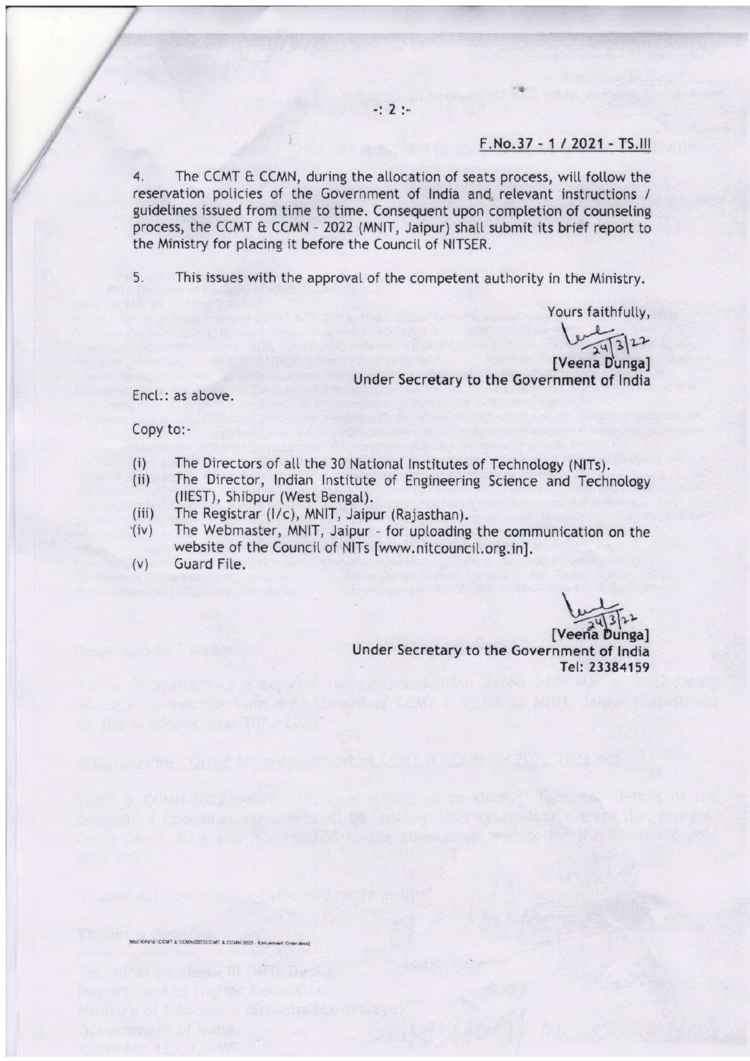F.No.37 - 1 / 2021 - TS.III

4. The CCMT & CCMN, during the allocation of seats process, will follow the reservation policies of the Government of India and relevant instructions / guidelines issued from time to time. Consequent upon completion of counseling process, the CCMT & CCMN - 2022 (MNIT, Jaipur) shall submit its brief report to the Ministry for placing it before the Council of NITSER.

5. This issues with the approval of the competent authority in the Ministry.

Yours faithfully,

24/3/22

[Veena Dunga]
Under Secretary to the Government of India

Encl.: as above.

Copy to:-

(i) The Directors of all the 30 National Institutes of Technology (NITs).
(ii) The Director, Indian Institute of Engineering Science and Technology (IIEST), Shibpur (West Bengal).
(iii) The Registrar (I/c), MNIT, Jaipur (Rajasthan).
(iv) The Webmaster, MNIT, Jaipur - for uploading the communication on the website of the Council of NITs [www.nitcouncil.org.in].
(v) Guard File.

24/3/22

[Veena Dunga]
Under Secretary to the Government of India
Tel: 23384159